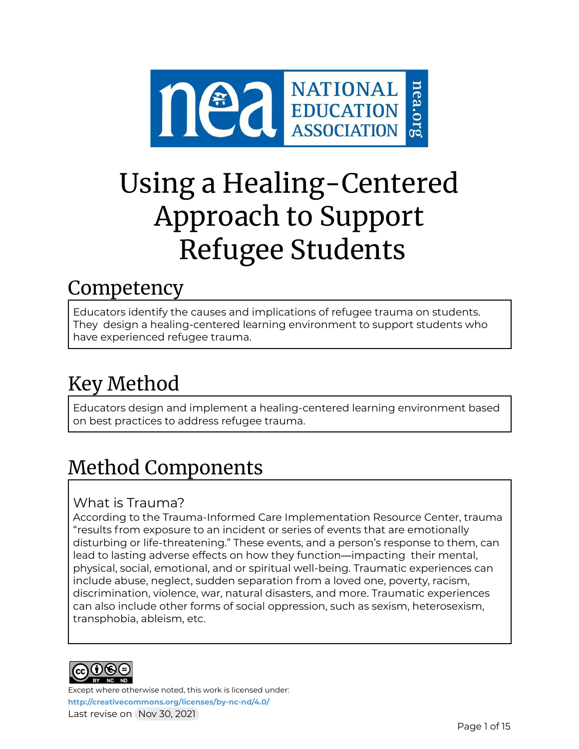# Using a Healing-Centered Approach to Support Refugee Students

## Competency

Educators identify the causes and implications of refugee trauma on students. They design a healing-centered learning environment to support students who have experienced refugee trauma.

## Key Method

Educators design and implement a healing-centered learning environment based on best practices to address refugee trauma.

## Method Components

### What is Trauma?

According to the Trauma-Informed Care Implementation Resource Center, trauma "results from exposure to an incident or series of events that are emotionally disturbing or life-threatening." These events, and a person's response to them, can lead to lasting adverse effects on how they function—impacting their mental, physical, social, emotional, and or spiritual well-being. Traumatic experiences can include abuse, neglect, sudden separation from a loved one, poverty, racism, discrimination, violence, war, natural disasters, and more. Traumatic experiences can also include other forms of social oppression, such as sexism, heterosexism, transphobia, ableism, etc.

Except where otherwise noted, this work is licensed under:
http://creativecommons.org/licenses/by-nc-nd/4.0/
Last revise on Nov 30, 2021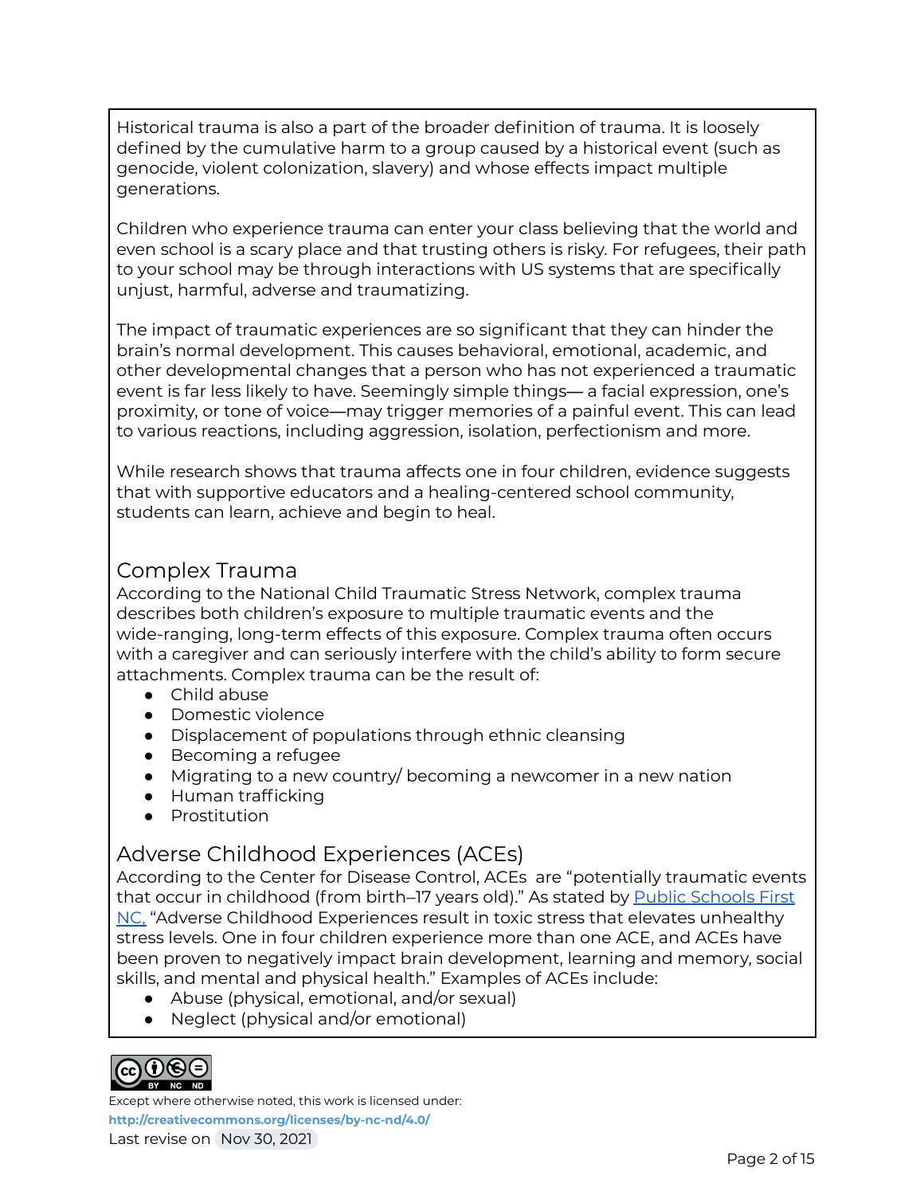Historical trauma is also a part of the broader definition of trauma. It is loosely defined by the cumulative harm to a group caused by a historical event (such as genocide, violent colonization, slavery) and whose effects impact multiple generations.

Children who experience trauma can enter your class believing that the world and even school is a scary place and that trusting others is risky. For refugees, their path to your school may be through interactions with US systems that are specifically unjust, harmful, adverse and traumatizing.

The impact of traumatic experiences are so significant that they can hinder the brain's normal development. This causes behavioral, emotional, academic, and other developmental changes that a person who has not experienced a traumatic event is far less likely to have. Seemingly simple things— a facial expression, one's proximity, or tone of voice—may trigger memories of a painful event. This can lead to various reactions, including aggression, isolation, perfectionism and more.

While research shows that trauma affects one in four children, evidence suggests that with supportive educators and a healing-centered school community, students can learn, achieve and begin to heal.

## Complex Trauma

According to the National Child Traumatic Stress Network, complex trauma describes both children's exposure to multiple traumatic events and the wide-ranging, long-term effects of this exposure. Complex trauma often occurs with a caregiver and can seriously interfere with the child's ability to form secure attachments. Complex trauma can be the result of:

- Child abuse
- Domestic violence
- Displacement of populations through ethnic cleansing
- Becoming a refugee
- Migrating to a new country/ becoming a newcomer in a new nation
- Human trafficking
- Prostitution

## Adverse Childhood Experiences (ACEs)

According to the Center for Disease Control, ACEs are "potentially traumatic events that occur in childhood (from birth–17 years old)." As stated by [Public Schools First NC,]() "Adverse Childhood Experiences result in toxic stress that elevates unhealthy stress levels. One in four children experience more than one ACE, and ACEs have been proven to negatively impact brain development, learning and memory, social skills, and mental and physical health." Examples of ACEs include:

- Abuse (physical, emotional, and/or sexual)
- Neglect (physical and/or emotional)

Except where otherwise noted, this work is licensed under:
http://creativecommons.org/licenses/by-nc-nd/4.0/
Last revise on Nov 30, 2021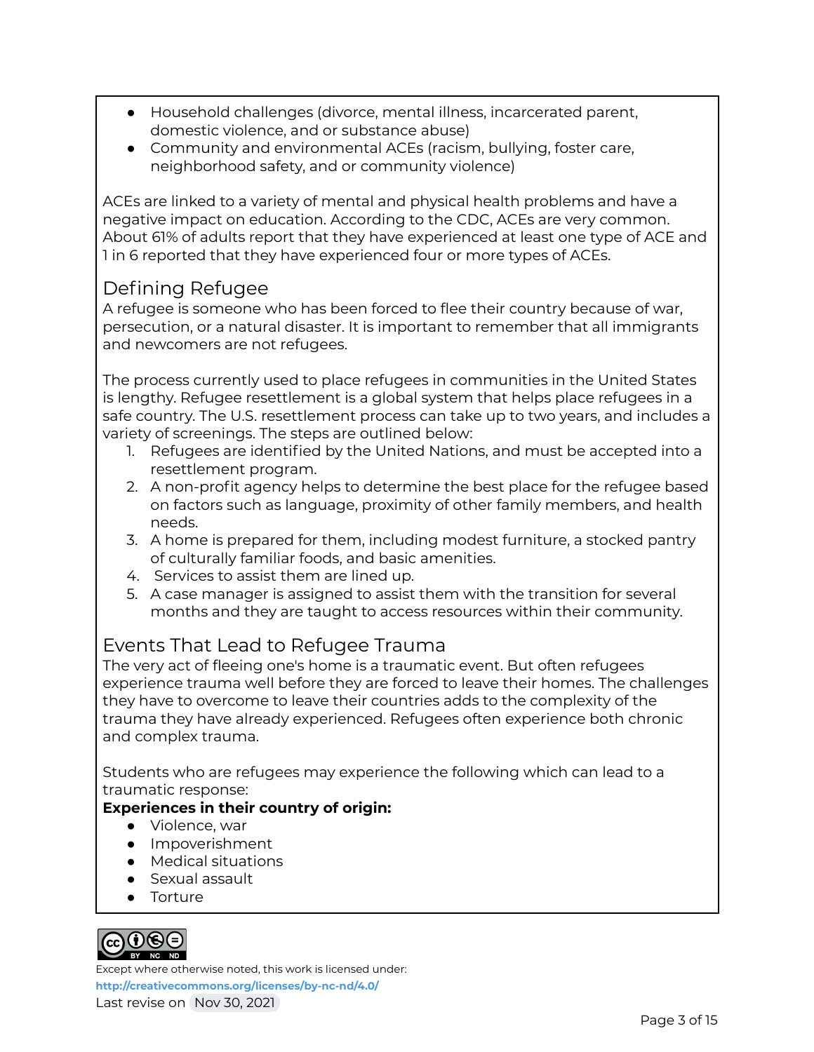- Household challenges (divorce, mental illness, incarcerated parent, domestic violence, and or substance abuse)
- Community and environmental ACEs (racism, bullying, foster care, neighborhood safety, and or community violence)

ACEs are linked to a variety of mental and physical health problems and have a negative impact on education. According to the CDC, ACEs are very common. About 61% of adults report that they have experienced at least one type of ACE and 1 in 6 reported that they have experienced four or more types of ACEs.

## Defining Refugee

A refugee is someone who has been forced to flee their country because of war, persecution, or a natural disaster. It is important to remember that all immigrants and newcomers are not refugees.

The process currently used to place refugees in communities in the United States is lengthy. Refugee resettlement is a global system that helps place refugees in a safe country. The U.S. resettlement process can take up to two years, and includes a variety of screenings. The steps are outlined below:

1. Refugees are identified by the United Nations, and must be accepted into a resettlement program.
2. A non-profit agency helps to determine the best place for the refugee based on factors such as language, proximity of other family members, and health needs.
3. A home is prepared for them, including modest furniture, a stocked pantry of culturally familiar foods, and basic amenities.
4. Services to assist them are lined up.
5. A case manager is assigned to assist them with the transition for several months and they are taught to access resources within their community.

## Events That Lead to Refugee Trauma

The very act of fleeing one's home is a traumatic event. But often refugees experience trauma well before they are forced to leave their homes. The challenges they have to overcome to leave their countries adds to the complexity of the trauma they have already experienced. Refugees often experience both chronic and complex trauma.

Students who are refugees may experience the following which can lead to a traumatic response:

**Experiences in their country of origin:**

- Violence, war
- Impoverishment
- Medical situations
- Sexual assault
- Torture

Except where otherwise noted, this work is licensed under:
http://creativecommons.org/licenses/by-nc-nd/4.0/
Last revise on Nov 30, 2021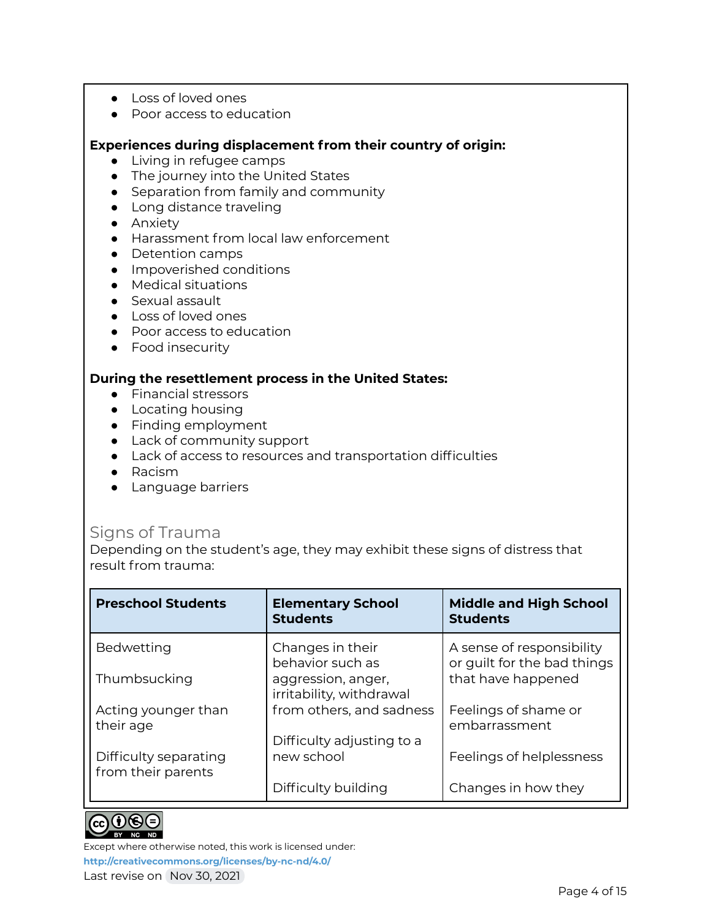- Loss of loved ones
- Poor access to education

**Experiences during displacement from their country of origin:**

- Living in refugee camps
- The journey into the United States
- Separation from family and community
- Long distance traveling
- Anxiety
- Harassment from local law enforcement
- Detention camps
- Impoverished conditions
- Medical situations
- Sexual assault
- Loss of loved ones
- Poor access to education
- Food insecurity

**During the resettlement process in the United States:**

- Financial stressors
- Locating housing
- Finding employment
- Lack of community support
- Lack of access to resources and transportation difficulties
- Racism
- Language barriers

## Signs of Trauma

Depending on the student's age, they may exhibit these signs of distress that result from trauma:

| Preschool Students | Elementary School Students | Middle and High School Students |
|---|---|---|
| Bedwetting<br><br>Thumbsucking<br><br>Acting younger than their age<br><br>Difficulty separating from their parents | Changes in their behavior such as aggression, anger, irritability, withdrawal from others, and sadness<br><br>Difficulty adjusting to a new school<br><br>Difficulty building | A sense of responsibility or guilt for the bad things that have happened<br><br>Feelings of shame or embarrassment<br><br>Feelings of helplessness<br><br>Changes in how they |

Except where otherwise noted, this work is licensed under:
http://creativecommons.org/licenses/by-nc-nd/4.0/
Last revise on Nov 30, 2021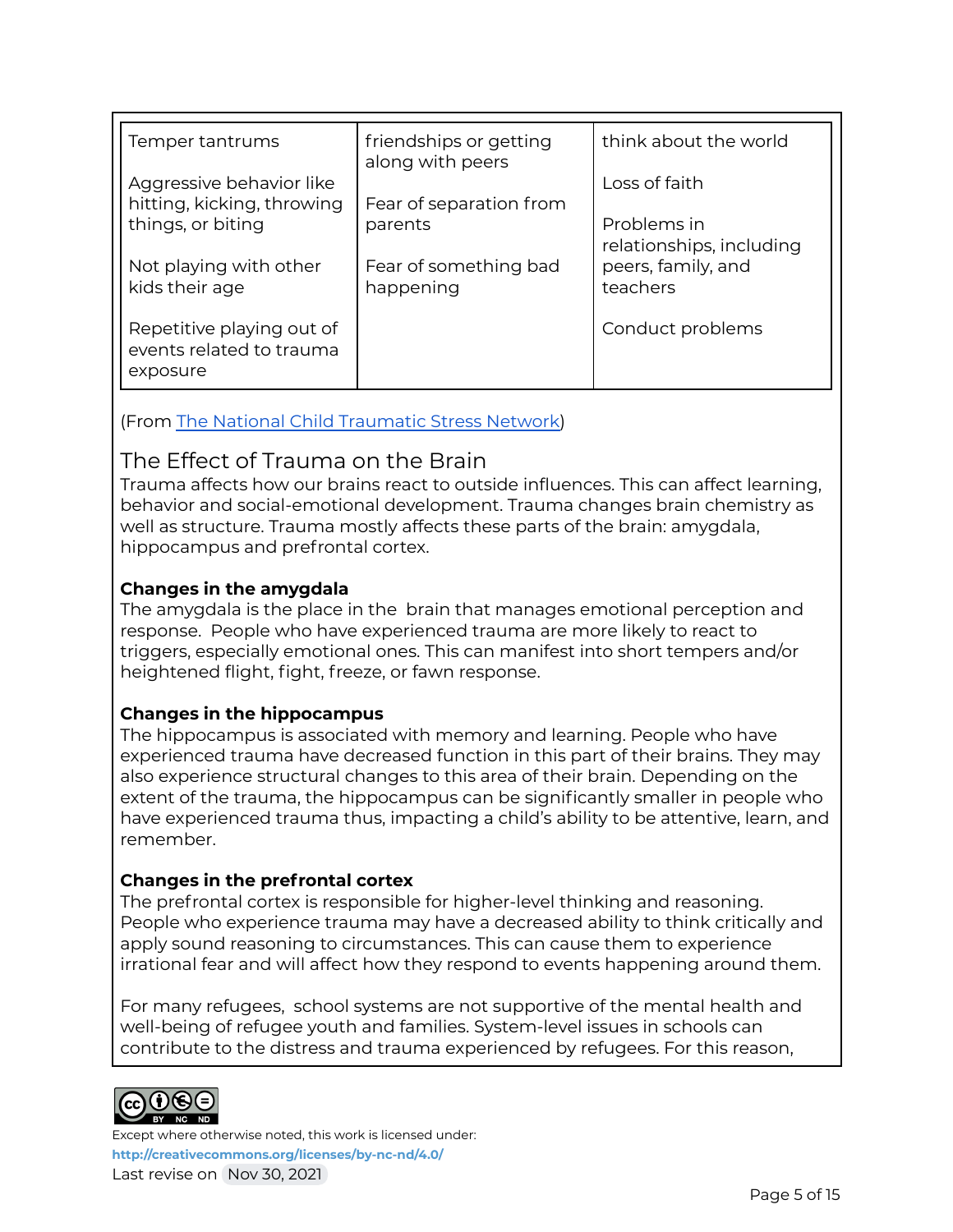| | | |
|---|---|---|
| Temper tantrums<br><br>Aggressive behavior like hitting, kicking, throwing things, or biting<br><br>Not playing with other kids their age<br><br>Repetitive playing out of events related to trauma exposure | friendships or getting along with peers<br><br>Fear of separation from parents<br><br>Fear of something bad happening | think about the world<br><br>Loss of faith<br><br>Problems in relationships, including peers, family, and teachers<br><br>Conduct problems |

(From [The National Child Traumatic Stress Network](#))

## The Effect of Trauma on the Brain

Trauma affects how our brains react to outside influences. This can affect learning, behavior and social-emotional development. Trauma changes brain chemistry as well as structure. Trauma mostly affects these parts of the brain: amygdala, hippocampus and prefrontal cortex.

**Changes in the amygdala**
The amygdala is the place in the brain that manages emotional perception and response. People who have experienced trauma are more likely to react to triggers, especially emotional ones. This can manifest into short tempers and/or heightened flight, fight, freeze, or fawn response.

**Changes in the hippocampus**
The hippocampus is associated with memory and learning. People who have experienced trauma have decreased function in this part of their brains. They may also experience structural changes to this area of their brain. Depending on the extent of the trauma, the hippocampus can be significantly smaller in people who have experienced trauma thus, impacting a child's ability to be attentive, learn, and remember.

**Changes in the prefrontal cortex**
The prefrontal cortex is responsible for higher-level thinking and reasoning. People who experience trauma may have a decreased ability to think critically and apply sound reasoning to circumstances. This can cause them to experience irrational fear and will affect how they respond to events happening around them.

For many refugees, school systems are not supportive of the mental health and well-being of refugee youth and families. System-level issues in schools can contribute to the distress and trauma experienced by refugees. For this reason,

Except where otherwise noted, this work is licensed under:
http://creativecommons.org/licenses/by-nc-nd/4.0/
Last revise on Nov 30, 2021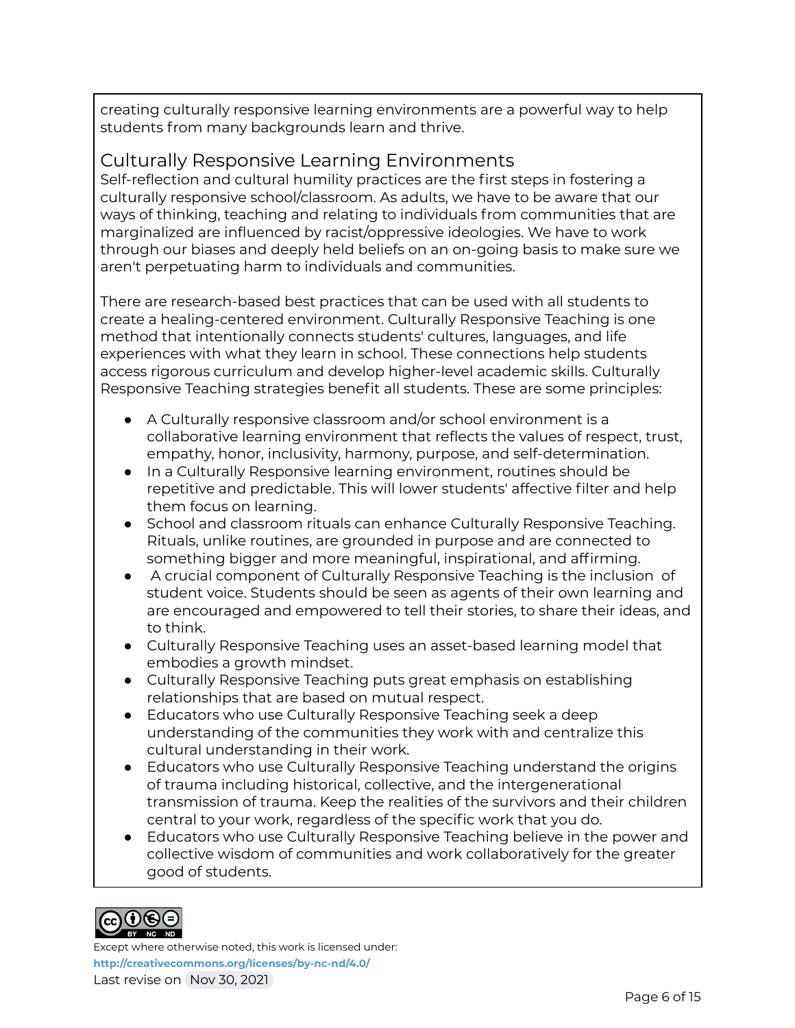creating culturally responsive learning environments are a powerful way to help students from many backgrounds learn and thrive.

## Culturally Responsive Learning Environments

Self-reflection and cultural humility practices are the first steps in fostering a culturally responsive school/classroom. As adults, we have to be aware that our ways of thinking, teaching and relating to individuals from communities that are marginalized are influenced by racist/oppressive ideologies. We have to work through our biases and deeply held beliefs on an on-going basis to make sure we aren't perpetuating harm to individuals and communities.

There are research-based best practices that can be used with all students to create a healing-centered environment. Culturally Responsive Teaching is one method that intentionally connects students' cultures, languages, and life experiences with what they learn in school. These connections help students access rigorous curriculum and develop higher-level academic skills. Culturally Responsive Teaching strategies benefit all students. These are some principles:

- A Culturally responsive classroom and/or school environment is a collaborative learning environment that reflects the values of respect, trust, empathy, honor, inclusivity, harmony, purpose, and self-determination.
- In a Culturally Responsive learning environment, routines should be repetitive and predictable. This will lower students' affective filter and help them focus on learning.
- School and classroom rituals can enhance Culturally Responsive Teaching. Rituals, unlike routines, are grounded in purpose and are connected to something bigger and more meaningful, inspirational, and affirming.
- A crucial component of Culturally Responsive Teaching is the inclusion of student voice. Students should be seen as agents of their own learning and are encouraged and empowered to tell their stories, to share their ideas, and to think.
- Culturally Responsive Teaching uses an asset-based learning model that embodies a growth mindset.
- Culturally Responsive Teaching puts great emphasis on establishing relationships that are based on mutual respect.
- Educators who use Culturally Responsive Teaching seek a deep understanding of the communities they work with and centralize this cultural understanding in their work.
- Educators who use Culturally Responsive Teaching understand the origins of trauma including historical, collective, and the intergenerational transmission of trauma. Keep the realities of the survivors and their children central to your work, regardless of the specific work that you do.
- Educators who use Culturally Responsive Teaching believe in the power and collective wisdom of communities and work collaboratively for the greater good of students.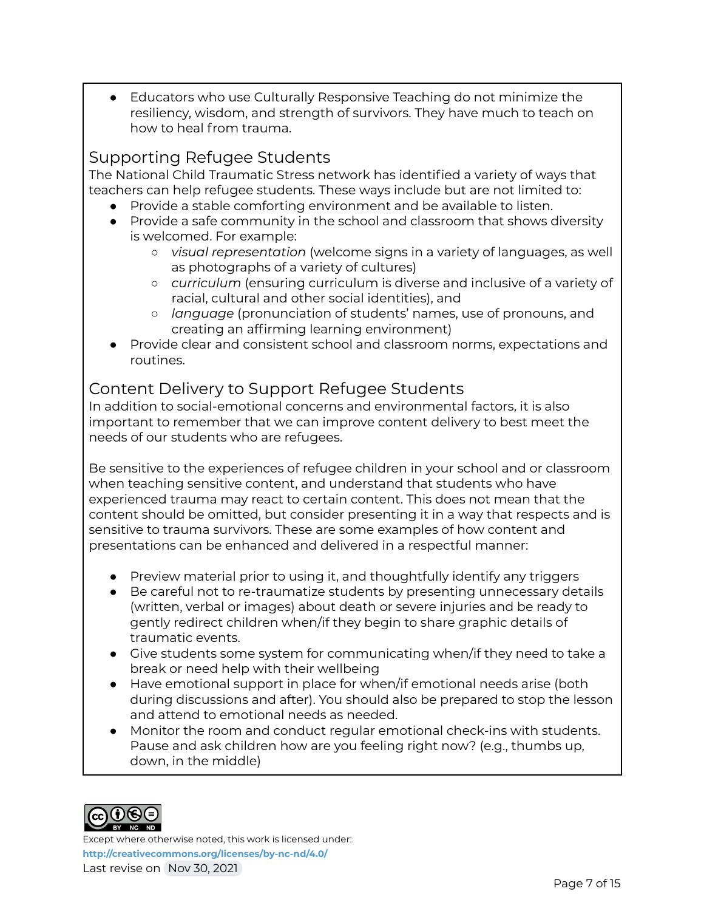- Educators who use Culturally Responsive Teaching do not minimize the resiliency, wisdom, and strength of survivors. They have much to teach on how to heal from trauma.

## Supporting Refugee Students

The National Child Traumatic Stress network has identified a variety of ways that teachers can help refugee students. These ways include but are not limited to:

- Provide a stable comforting environment and be available to listen.
- Provide a safe community in the school and classroom that shows diversity is welcomed. For example:
  - *visual representation* (welcome signs in a variety of languages, as well as photographs of a variety of cultures)
  - *curriculum* (ensuring curriculum is diverse and inclusive of a variety of racial, cultural and other social identities), and
  - *language* (pronunciation of students' names, use of pronouns, and creating an affirming learning environment)
- Provide clear and consistent school and classroom norms, expectations and routines.

## Content Delivery to Support Refugee Students

In addition to social-emotional concerns and environmental factors, it is also important to remember that we can improve content delivery to best meet the needs of our students who are refugees.

Be sensitive to the experiences of refugee children in your school and or classroom when teaching sensitive content, and understand that students who have experienced trauma may react to certain content. This does not mean that the content should be omitted, but consider presenting it in a way that respects and is sensitive to trauma survivors. These are some examples of how content and presentations can be enhanced and delivered in a respectful manner:

- Preview material prior to using it, and thoughtfully identify any triggers
- Be careful not to re-traumatize students by presenting unnecessary details (written, verbal or images) about death or severe injuries and be ready to gently redirect children when/if they begin to share graphic details of traumatic events.
- Give students some system for communicating when/if they need to take a break or need help with their wellbeing
- Have emotional support in place for when/if emotional needs arise (both during discussions and after). You should also be prepared to stop the lesson and attend to emotional needs as needed.
- Monitor the room and conduct regular emotional check-ins with students. Pause and ask children how are you feeling right now? (e.g., thumbs up, down, in the middle)

Except where otherwise noted, this work is licensed under:
**http://creativecommons.org/licenses/by-nc-nd/4.0/**
Last revise on Nov 30, 2021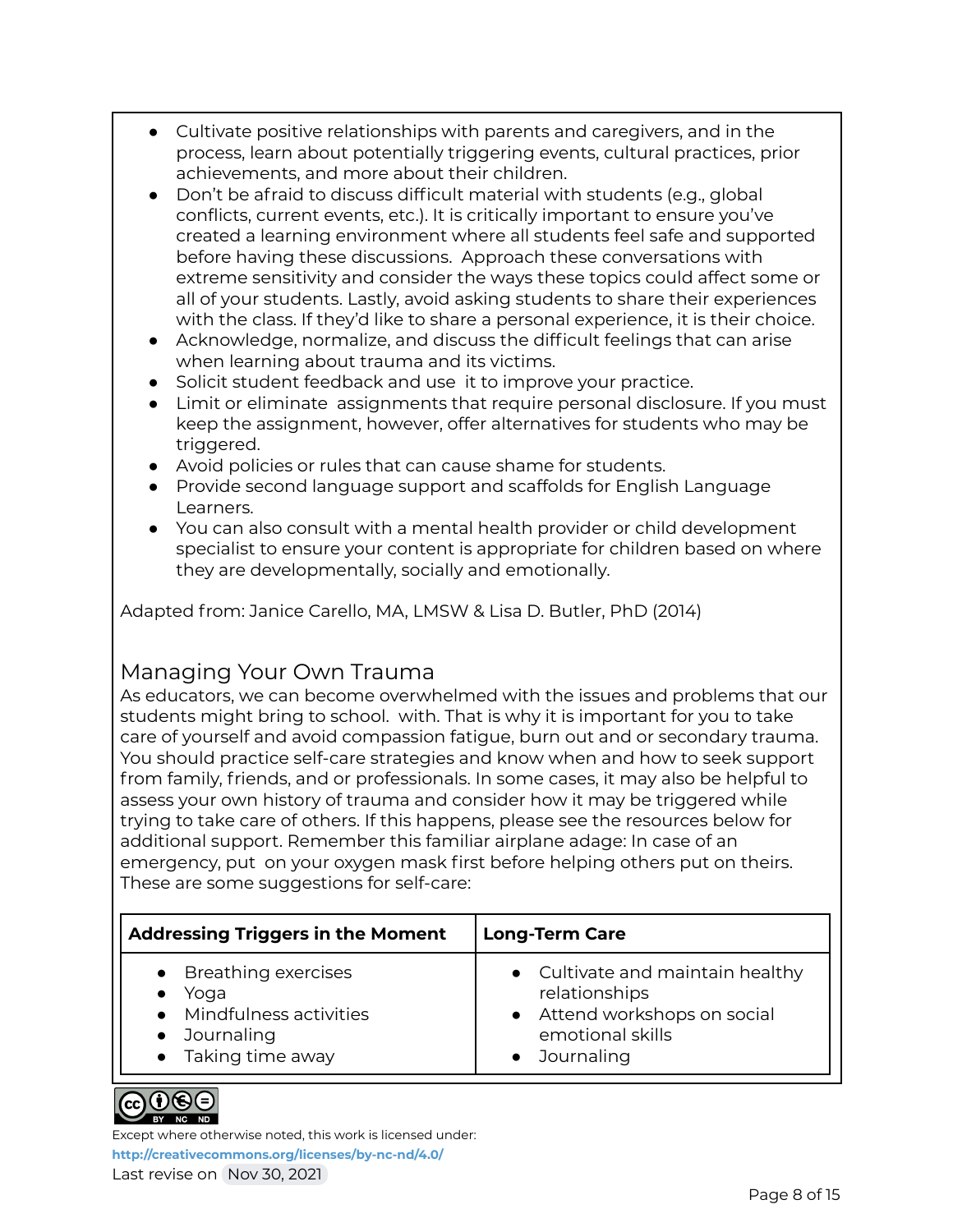- Cultivate positive relationships with parents and caregivers, and in the process, learn about potentially triggering events, cultural practices, prior achievements, and more about their children.
- Don't be afraid to discuss difficult material with students (e.g., global conflicts, current events, etc.). It is critically important to ensure you've created a learning environment where all students feel safe and supported before having these discussions. Approach these conversations with extreme sensitivity and consider the ways these topics could affect some or all of your students. Lastly, avoid asking students to share their experiences with the class. If they'd like to share a personal experience, it is their choice.
- Acknowledge, normalize, and discuss the difficult feelings that can arise when learning about trauma and its victims.
- Solicit student feedback and use it to improve your practice.
- Limit or eliminate assignments that require personal disclosure. If you must keep the assignment, however, offer alternatives for students who may be triggered.
- Avoid policies or rules that can cause shame for students.
- Provide second language support and scaffolds for English Language Learners.
- You can also consult with a mental health provider or child development specialist to ensure your content is appropriate for children based on where they are developmentally, socially and emotionally.

Adapted from: Janice Carello, MA, LMSW & Lisa D. Butler, PhD (2014)

## Managing Your Own Trauma

As educators, we can become overwhelmed with the issues and problems that our students might bring to school. with. That is why it is important for you to take care of yourself and avoid compassion fatigue, burn out and or secondary trauma. You should practice self-care strategies and know when and how to seek support from family, friends, and or professionals. In some cases, it may also be helpful to assess your own history of trauma and consider how it may be triggered while trying to take care of others. If this happens, please see the resources below for additional support. Remember this familiar airplane adage: In case of an emergency, put on your oxygen mask first before helping others put on theirs. These are some suggestions for self-care:

| **Addressing Triggers in the Moment** | **Long-Term Care** |
| --- | --- |
| • Breathing exercises<br>• Yoga<br>• Mindfulness activities<br>• Journaling<br>• Taking time away | • Cultivate and maintain healthy relationships<br>• Attend workshops on social emotional skills<br>• Journaling |

Except where otherwise noted, this work is licensed under:
http://creativecommons.org/licenses/by-nc-nd/4.0/
Last revise on Nov 30, 2021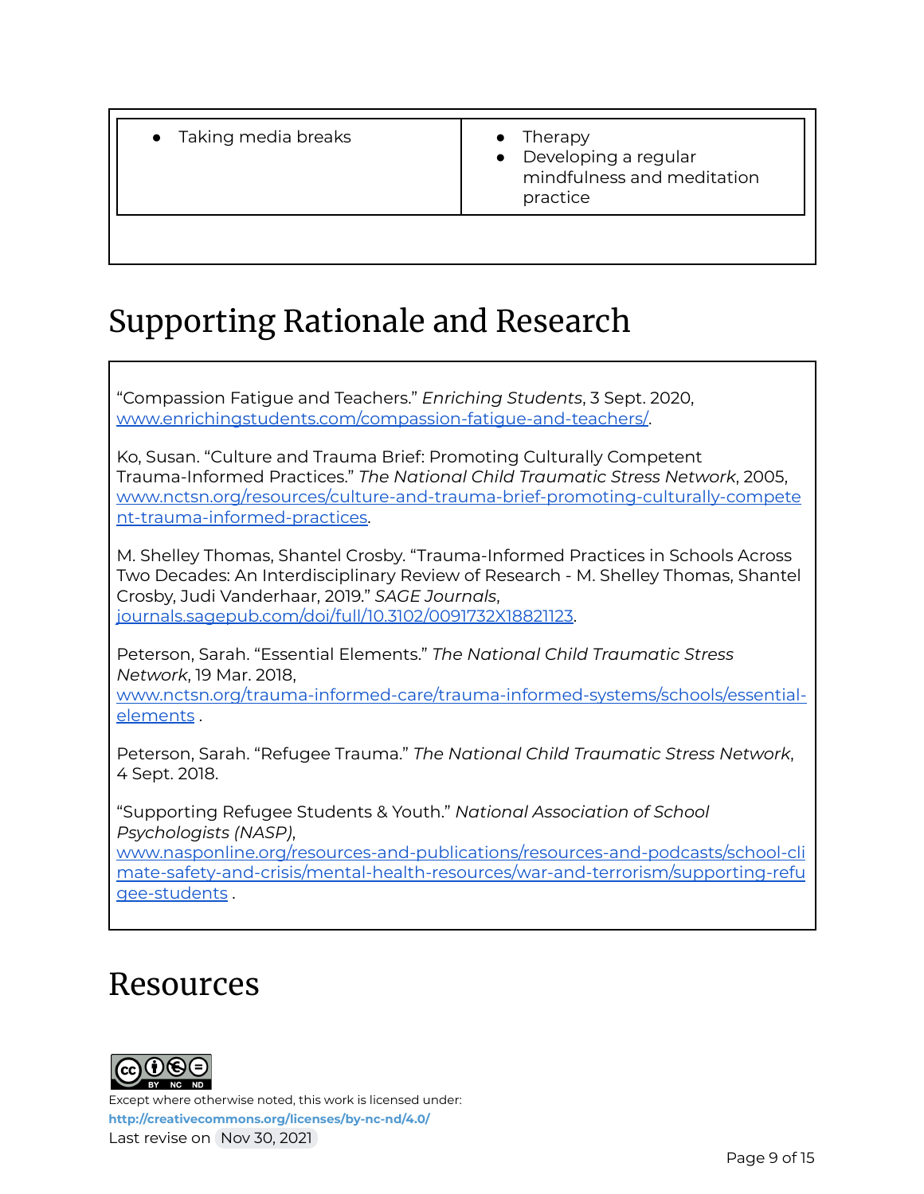| • Taking media breaks | • Therapy<br>• Developing a regular mindfulness and meditation practice |
|---|---|

# Supporting Rationale and Research

"Compassion Fatigue and Teachers." *Enriching Students*, 3 Sept. 2020, [www.enrichingstudents.com/compassion-fatigue-and-teachers/](http://www.enrichingstudents.com/compassion-fatigue-and-teachers/).

Ko, Susan. "Culture and Trauma Brief: Promoting Culturally Competent Trauma-Informed Practices." *The National Child Traumatic Stress Network*, 2005, [www.nctsn.org/resources/culture-and-trauma-brief-promoting-culturally-competent-trauma-informed-practices](http://www.nctsn.org/resources/culture-and-trauma-brief-promoting-culturally-competent-trauma-informed-practices).

M. Shelley Thomas, Shantel Crosby. "Trauma-Informed Practices in Schools Across Two Decades: An Interdisciplinary Review of Research - M. Shelley Thomas, Shantel Crosby, Judi Vanderhaar, 2019." *SAGE Journals*, [journals.sagepub.com/doi/full/10.3102/0091732X18821123](https://journals.sagepub.com/doi/full/10.3102/0091732X18821123).

Peterson, Sarah. "Essential Elements." *The National Child Traumatic Stress Network*, 19 Mar. 2018, [www.nctsn.org/trauma-informed-care/trauma-informed-systems/schools/essential-elements](http://www.nctsn.org/trauma-informed-care/trauma-informed-systems/schools/essential-elements) .

Peterson, Sarah. "Refugee Trauma." *The National Child Traumatic Stress Network*, 4 Sept. 2018.

"Supporting Refugee Students & Youth." *National Association of School Psychologists (NASP)*, [www.nasponline.org/resources-and-publications/resources-and-podcasts/school-climate-safety-and-crisis/mental-health-resources/war-and-terrorism/supporting-refugee-students](http://www.nasponline.org/resources-and-publications/resources-and-podcasts/school-climate-safety-and-crisis/mental-health-resources/war-and-terrorism/supporting-refugee-students) .

# Resources

Except where otherwise noted, this work is licensed under:
**http://creativecommons.org/licenses/by-nc-nd/4.0/**
Last revise on Nov 30, 2021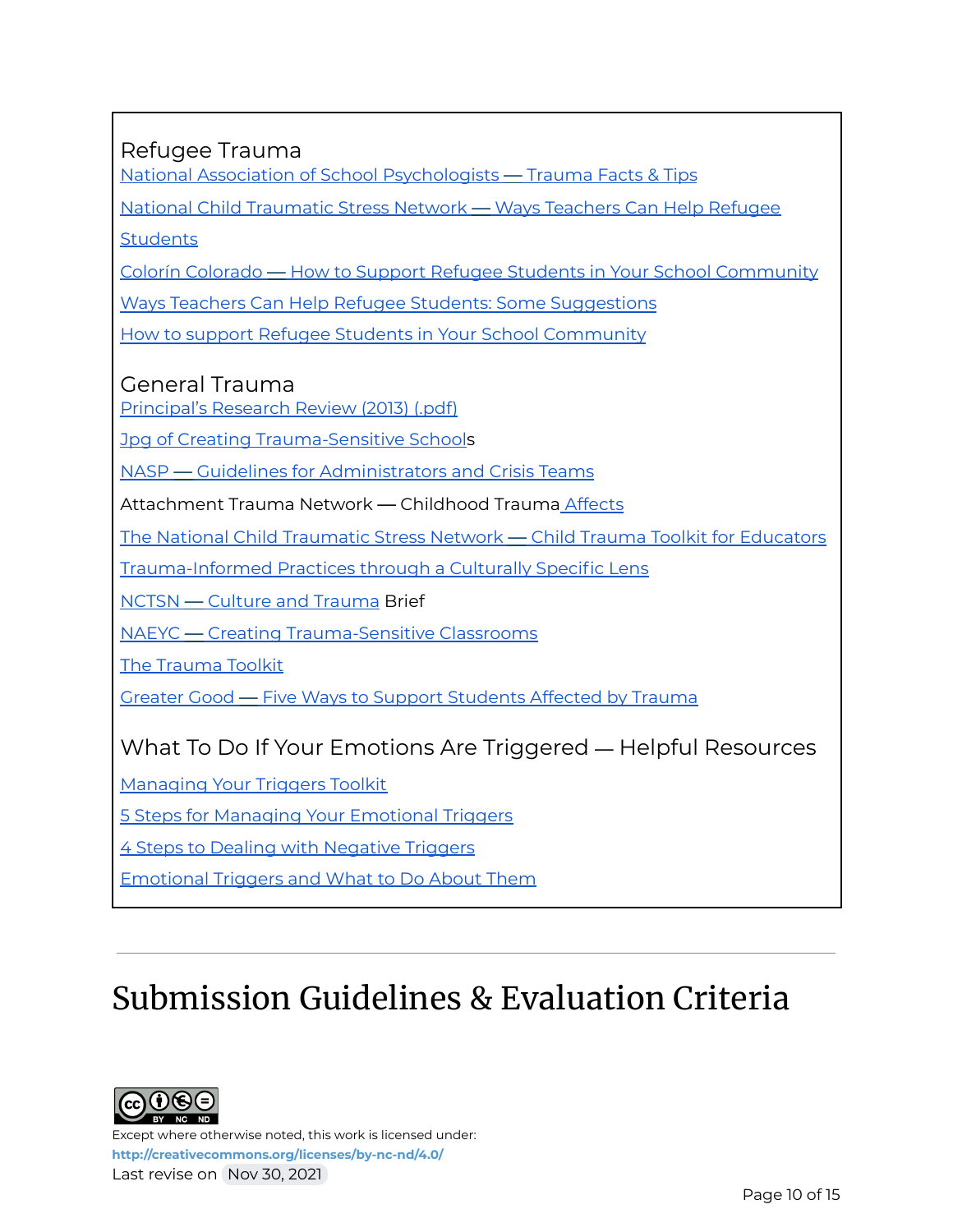### Refugee Trauma

National Association of School Psychologists — Trauma Facts & Tips

National Child Traumatic Stress Network — Ways Teachers Can Help Refugee Students

Colorín Colorado — How to Support Refugee Students in Your School Community

Ways Teachers Can Help Refugee Students: Some Suggestions

How to support Refugee Students in Your School Community

### General Trauma

Principal's Research Review (2013) (.pdf)

Jpg of Creating Trauma-Sensitive Schools

NASP — Guidelines for Administrators and Crisis Teams

Attachment Trauma Network — Childhood Trauma Affects

The National Child Traumatic Stress Network — Child Trauma Toolkit for Educators

Trauma-Informed Practices through a Culturally Specific Lens

NCTSN — Culture and Trauma Brief

NAEYC — Creating Trauma-Sensitive Classrooms

The Trauma Toolkit

Greater Good — Five Ways to Support Students Affected by Trauma

### What To Do If Your Emotions Are Triggered — Helpful Resources

Managing Your Triggers Toolkit

5 Steps for Managing Your Emotional Triggers

4 Steps to Dealing with Negative Triggers

Emotional Triggers and What to Do About Them

---

# Submission Guidelines & Evaluation Criteria

Except where otherwise noted, this work is licensed under:
**http://creativecommons.org/licenses/by-nc-nd/4.0/**
Last revise on Nov 30, 2021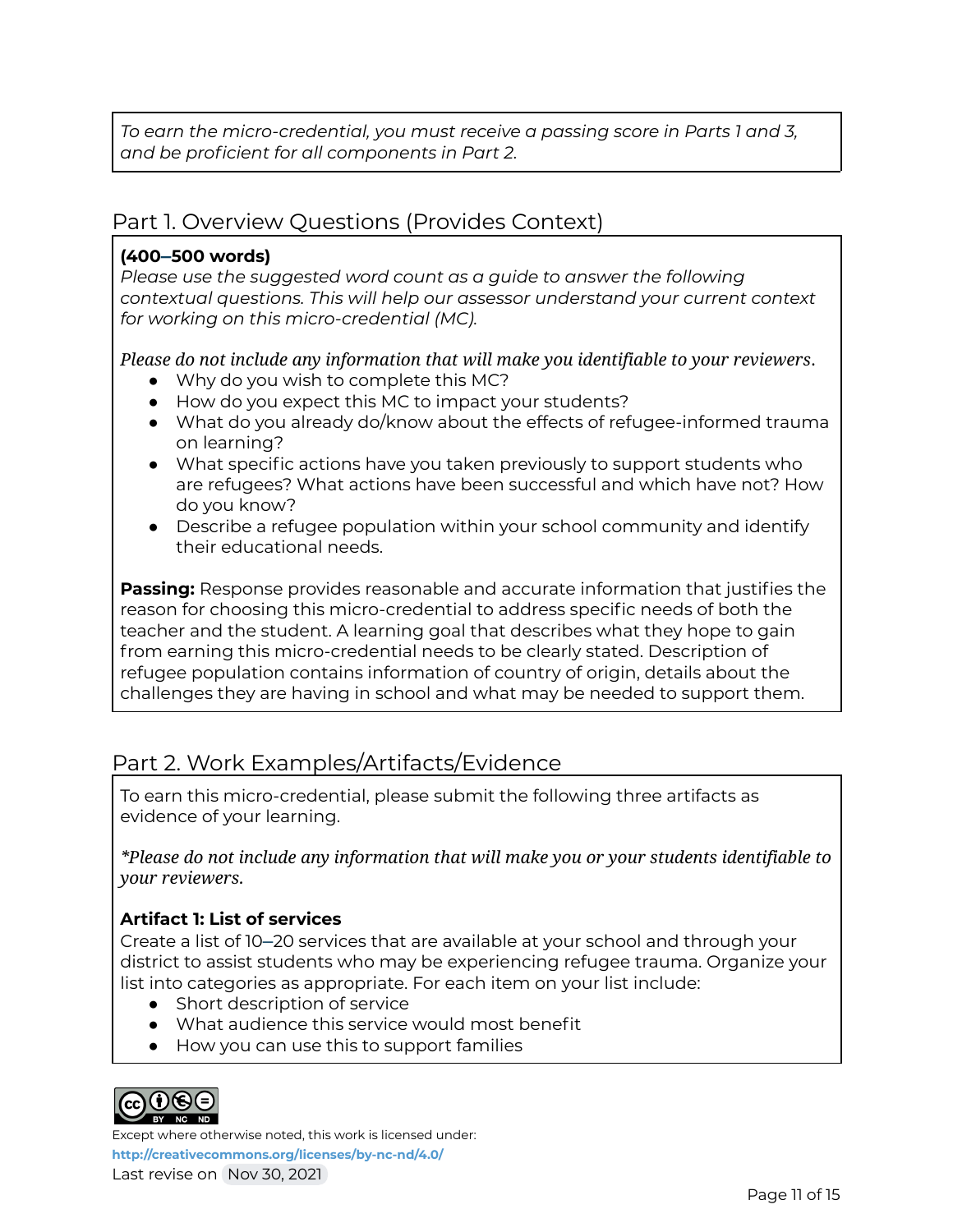*To earn the micro-credential, you must receive a passing score in Parts 1 and 3, and be proficient for all components in Part 2.*

## Part 1. Overview Questions (Provides Context)

**(400–500 words)**
*Please use the suggested word count as a guide to answer the following contextual questions. This will help our assessor understand your current context for working on this micro-credential (MC).*

*Please do not include any information that will make you identifiable to your reviewers.*

- Why do you wish to complete this MC?
- How do you expect this MC to impact your students?
- What do you already do/know about the effects of refugee-informed trauma on learning?
- What specific actions have you taken previously to support students who are refugees? What actions have been successful and which have not? How do you know?
- Describe a refugee population within your school community and identify their educational needs.

**Passing:** Response provides reasonable and accurate information that justifies the reason for choosing this micro-credential to address specific needs of both the teacher and the student. A learning goal that describes what they hope to gain from earning this micro-credential needs to be clearly stated. Description of refugee population contains information of country of origin, details about the challenges they are having in school and what may be needed to support them.

## Part 2. Work Examples/Artifacts/Evidence

To earn this micro-credential, please submit the following three artifacts as evidence of your learning.

**Please do not include any information that will make you or your students identifiable to your reviewers.*

**Artifact 1: List of services**
Create a list of 10–20 services that are available at your school and through your district to assist students who may be experiencing refugee trauma. Organize your list into categories as appropriate. For each item on your list include:

- Short description of service
- What audience this service would most benefit
- How you can use this to support families

Except where otherwise noted, this work is licensed under:
**http://creativecommons.org/licenses/by-nc-nd/4.0/**
Last revise on Nov 30, 2021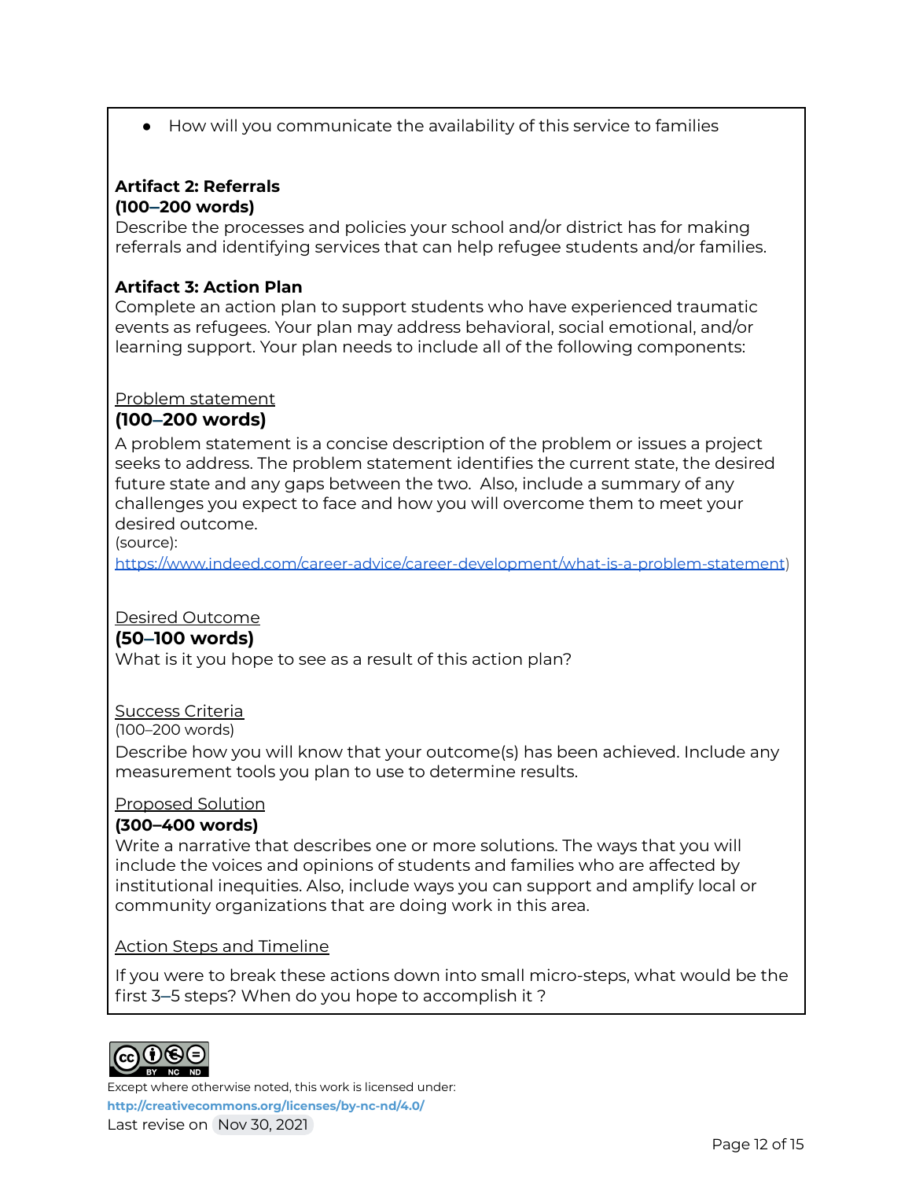- How will you communicate the availability of this service to families

**Artifact 2: Referrals**
**(100–200 words)**
Describe the processes and policies your school and/or district has for making referrals and identifying services that can help refugee students and/or families.

**Artifact 3: Action Plan**
Complete an action plan to support students who have experienced traumatic events as refugees. Your plan may address behavioral, social emotional, and/or learning support. Your plan needs to include all of the following components:

<u>Problem statement</u>
**(100–200 words)**
A problem statement is a concise description of the problem or issues a project seeks to address. The problem statement identifies the current state, the desired future state and any gaps between the two. Also, include a summary of any challenges you expect to face and how you will overcome them to meet your desired outcome.
(source): https://www.indeed.com/career-advice/career-development/what-is-a-problem-statement)

<u>Desired Outcome</u>
**(50–100 words)**
What is it you hope to see as a result of this action plan?

<u>Success Criteria</u>
(100–200 words)
Describe how you will know that your outcome(s) has been achieved. Include any measurement tools you plan to use to determine results.

<u>Proposed Solution</u>
**(300–400 words)**
Write a narrative that describes one or more solutions. The ways that you will include the voices and opinions of students and families who are affected by institutional inequities. Also, include ways you can support and amplify local or community organizations that are doing work in this area.

<u>Action Steps and Timeline</u>

If you were to break these actions down into small micro-steps, what would be the first 3–5 steps? When do you hope to accomplish it ?

Except where otherwise noted, this work is licensed under:
**http://creativecommons.org/licenses/by-nc-nd/4.0/**
Last revise on Nov 30, 2021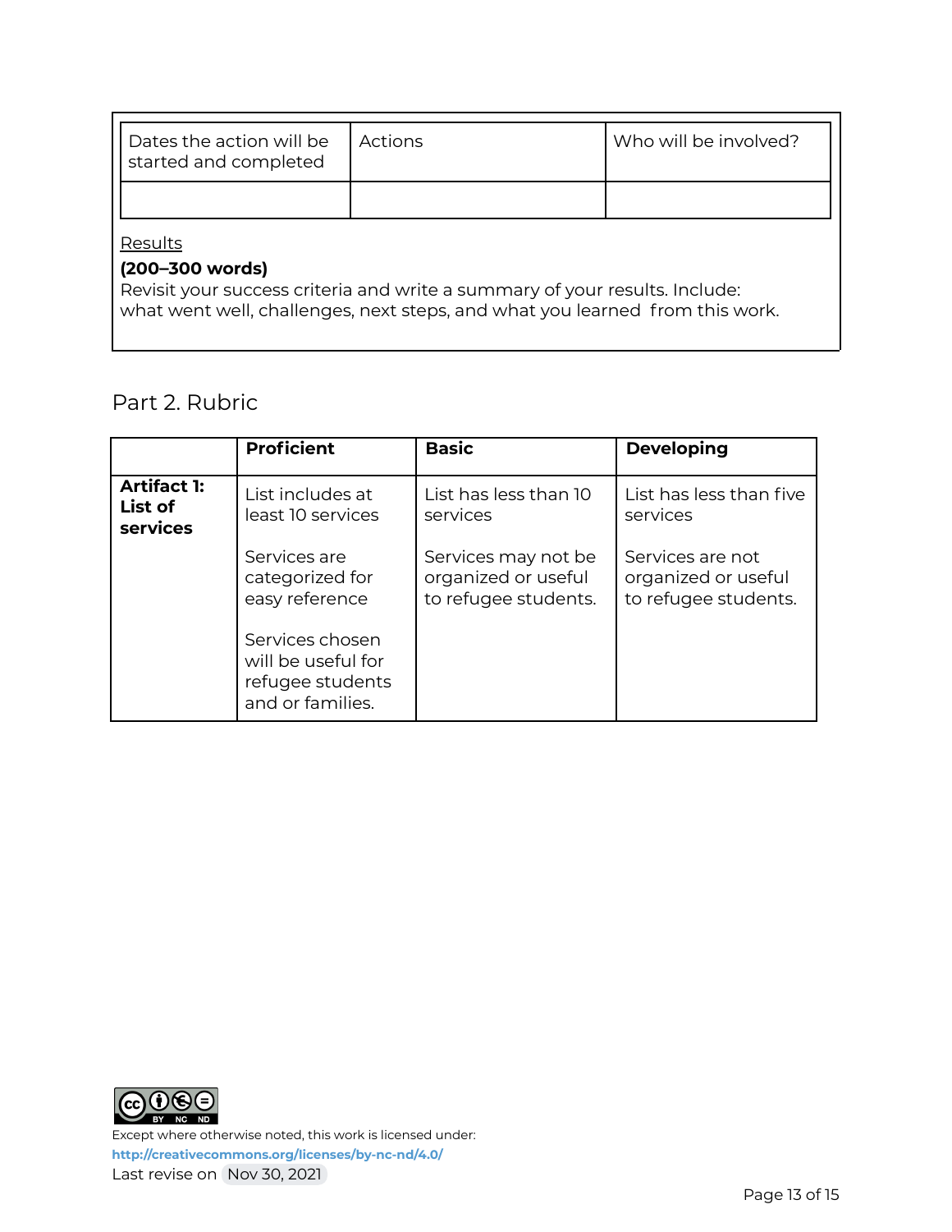| Dates the action will be started and completed | Actions | Who will be involved? |
|---|---|---|
| | | |

<u>Results</u>

**(200–300 words)**

Revisit your success criteria and write a summary of your results. Include: what went well, challenges, next steps, and what you learned from this work.

## Part 2. Rubric

| | **Proficient** | **Basic** | **Developing** |
|---|---|---|---|
| **Artifact 1: List of services** | List includes at least 10 services<br><br>Services are categorized for easy reference<br><br>Services chosen will be useful for refugee students and or families. | List has less than 10 services<br><br>Services may not be organized or useful to refugee students. | List has less than five services<br><br>Services are not organized or useful to refugee students. |

Except where otherwise noted, this work is licensed under:
**http://creativecommons.org/licenses/by-nc-nd/4.0/**
Last revise on Nov 30, 2021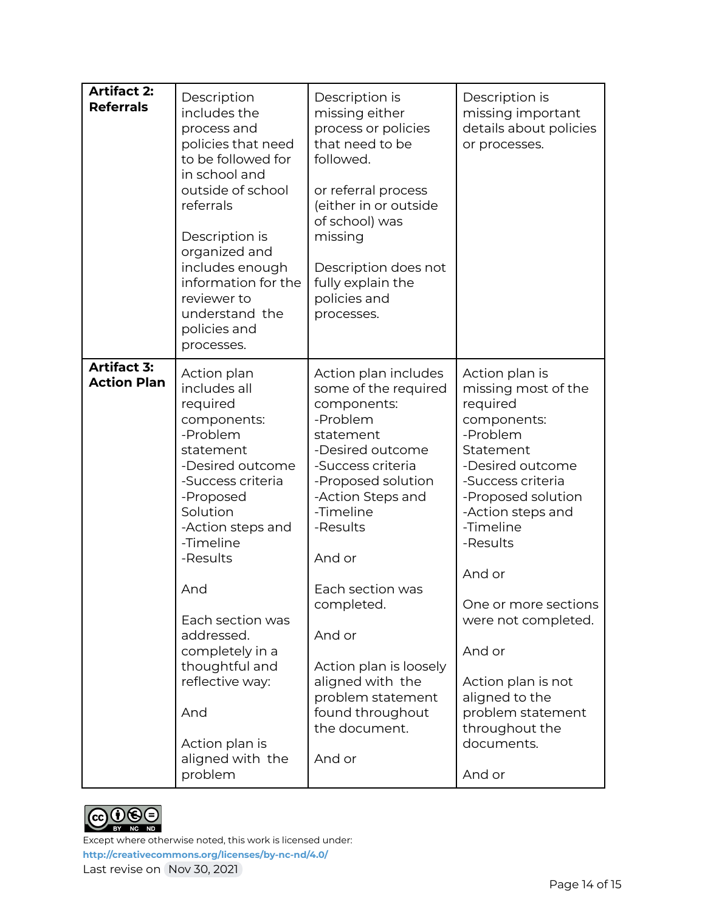| | | | |
|---|---|---|---|
| **Artifact 2: Referrals** | Description includes the process and policies that need to be followed for in school and outside of school referrals<br><br>Description is organized and includes enough information for the reviewer to understand the policies and processes. | Description is missing either process or policies that need to be followed.<br><br>or referral process (either in or outside of school) was missing<br><br>Description does not fully explain the policies and processes. | Description is missing important details about policies or processes. |
| **Artifact 3: Action Plan** | Action plan includes all required components:<br>-Problem statement<br>-Desired outcome<br>-Success criteria<br>-Proposed Solution<br>-Action steps and<br>-Timeline<br>-Results<br><br>And<br><br>Each section was addressed. completely in a thoughtful and reflective way:<br><br>And<br><br>Action plan is aligned with the problem | Action plan includes some of the required components:<br>-Problem statement<br>-Desired outcome<br>-Success criteria<br>-Proposed solution<br>-Action Steps and<br>-Timeline<br>-Results<br><br>And or<br><br>Each section was completed.<br><br>And or<br><br>Action plan is loosely aligned with the problem statement found throughout the document.<br><br>And or | Action plan is missing most of the required components:<br>-Problem Statement<br>-Desired outcome<br>-Success criteria<br>-Proposed solution<br>-Action steps and<br>-Timeline<br>-Results<br><br>And or<br><br>One or more sections were not completed.<br><br>And or<br><br>Action plan is not aligned to the problem statement throughout the documents.<br><br>And or |

Except where otherwise noted, this work is licensed under:
http://creativecommons.org/licenses/by-nc-nd/4.0/
Last revise on Nov 30, 2021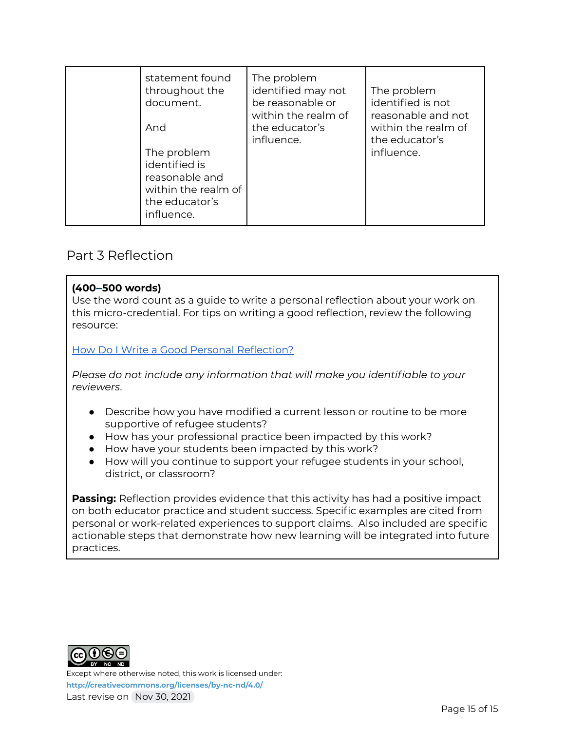| | | | |
|---|---|---|---|
| | statement found throughout the document.<br><br>And<br><br>The problem identified is reasonable and within the realm of the educator's influence. | The problem identified may not be reasonable or within the realm of the educator's influence. | The problem identified is not reasonable and not within the realm of the educator's influence. |

## Part 3 Reflection

**(400–500 words)**
Use the word count as a guide to write a personal reflection about your work on this micro-credential. For tips on writing a good reflection, review the following resource:

[How Do I Write a Good Personal Reflection?]()

*Please do not include any information that will make you identifiable to your reviewers*.

- Describe how you have modified a current lesson or routine to be more supportive of refugee students?
- How has your professional practice been impacted by this work?
- How have your students been impacted by this work?
- How will you continue to support your refugee students in your school, district, or classroom?

**Passing:** Reflection provides evidence that this activity has had a positive impact on both educator practice and student success. Specific examples are cited from personal or work-related experiences to support claims. Also included are specific actionable steps that demonstrate how new learning will be integrated into future practices.

Except where otherwise noted, this work is licensed under:
**http://creativecommons.org/licenses/by-nc-nd/4.0/**
Last revise on Nov 30, 2021